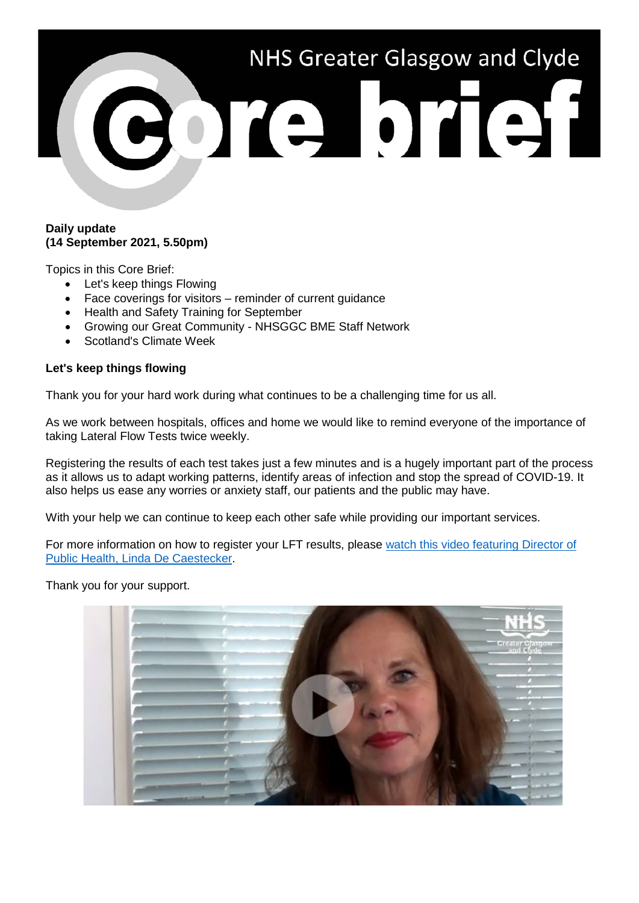# NHS Greater Glasgow and Clyde Core brief

**Daily update**
**(14 September 2021, 5.50pm)**

Topics in this Core Brief:

- Let's keep things Flowing
- Face coverings for visitors – reminder of current guidance
- Health and Safety Training for September
- Growing our Great Community - NHSGGC BME Staff Network
- Scotland's Climate Week

**Let's keep things flowing**

Thank you for your hard work during what continues to be a challenging time for us all.

As we work between hospitals, offices and home we would like to remind everyone of the importance of taking Lateral Flow Tests twice weekly.

Registering the results of each test takes just a few minutes and is a hugely important part of the process as it allows us to adapt working patterns, identify areas of infection and stop the spread of COVID-19. It also helps us ease any worries or anxiety staff, our patients and the public may have.

With your help we can continue to keep each other safe while providing our important services.

For more information on how to register your LFT results, please watch this video featuring Director of Public Health, Linda De Caestecker.

Thank you for your support.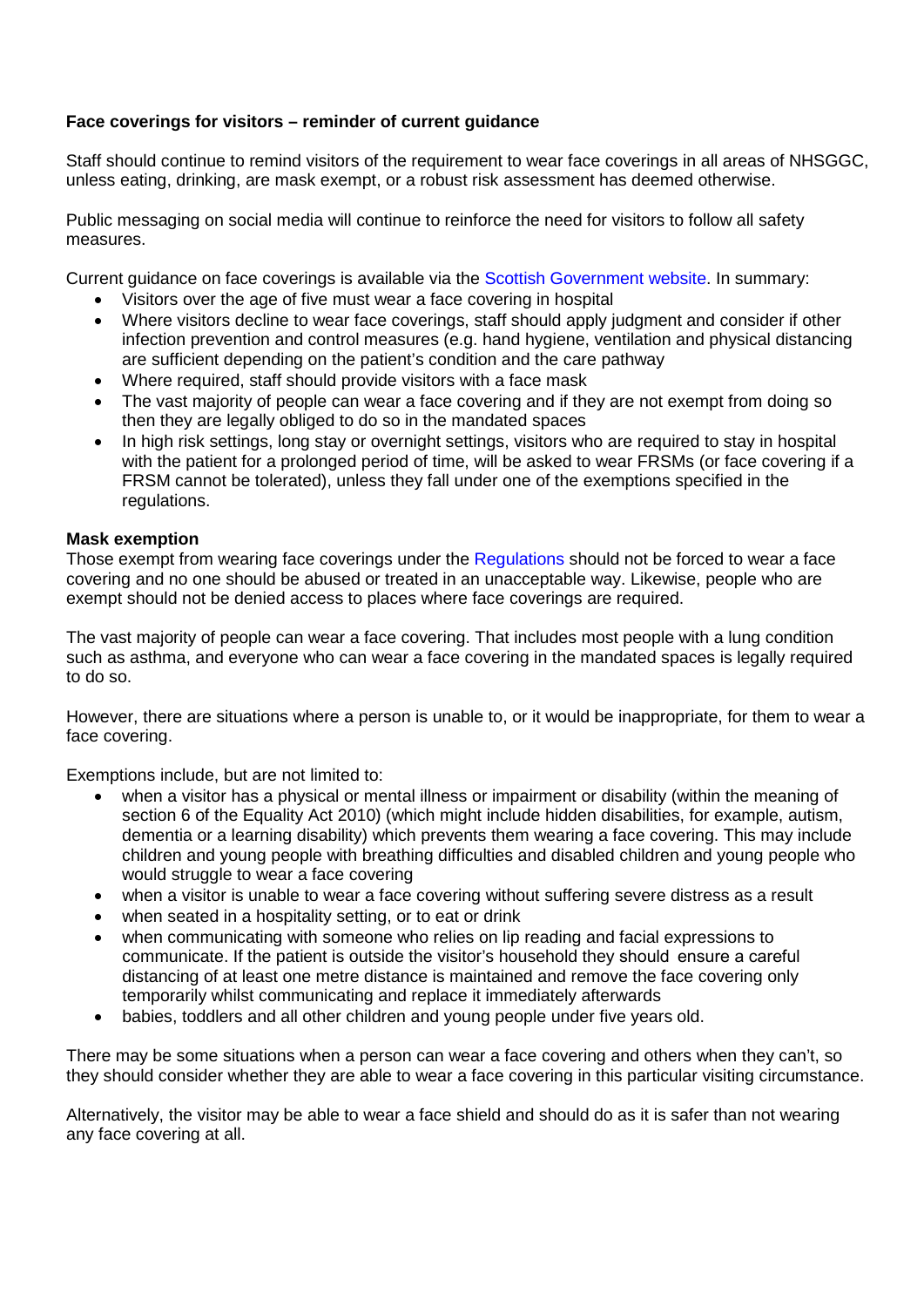**Face coverings for visitors – reminder of current guidance**

Staff should continue to remind visitors of the requirement to wear face coverings in all areas of NHSGGC, unless eating, drinking, are mask exempt, or a robust risk assessment has deemed otherwise.

Public messaging on social media will continue to reinforce the need for visitors to follow all safety measures.

Current guidance on face coverings is available via the Scottish Government website. In summary:

- Visitors over the age of five must wear a face covering in hospital
- Where visitors decline to wear face coverings, staff should apply judgment and consider if other infection prevention and control measures (e.g. hand hygiene, ventilation and physical distancing are sufficient depending on the patient's condition and the care pathway
- Where required, staff should provide visitors with a face mask
- The vast majority of people can wear a face covering and if they are not exempt from doing so then they are legally obliged to do so in the mandated spaces
- In high risk settings, long stay or overnight settings, visitors who are required to stay in hospital with the patient for a prolonged period of time, will be asked to wear FRSMs (or face covering if a FRSM cannot be tolerated), unless they fall under one of the exemptions specified in the regulations.

**Mask exemption**

Those exempt from wearing face coverings under the Regulations should not be forced to wear a face covering and no one should be abused or treated in an unacceptable way. Likewise, people who are exempt should not be denied access to places where face coverings are required.

The vast majority of people can wear a face covering. That includes most people with a lung condition such as asthma, and everyone who can wear a face covering in the mandated spaces is legally required to do so.

However, there are situations where a person is unable to, or it would be inappropriate, for them to wear a face covering.

Exemptions include, but are not limited to:

- when a visitor has a physical or mental illness or impairment or disability (within the meaning of section 6 of the Equality Act 2010) (which might include hidden disabilities, for example, autism, dementia or a learning disability) which prevents them wearing a face covering. This may include children and young people with breathing difficulties and disabled children and young people who would struggle to wear a face covering
- when a visitor is unable to wear a face covering without suffering severe distress as a result
- when seated in a hospitality setting, or to eat or drink
- when communicating with someone who relies on lip reading and facial expressions to communicate. If the patient is outside the visitor's household they should ensure a careful distancing of at least one metre distance is maintained and remove the face covering only temporarily whilst communicating and replace it immediately afterwards
- babies, toddlers and all other children and young people under five years old.

There may be some situations when a person can wear a face covering and others when they can't, so they should consider whether they are able to wear a face covering in this particular visiting circumstance.

Alternatively, the visitor may be able to wear a face shield and should do as it is safer than not wearing any face covering at all.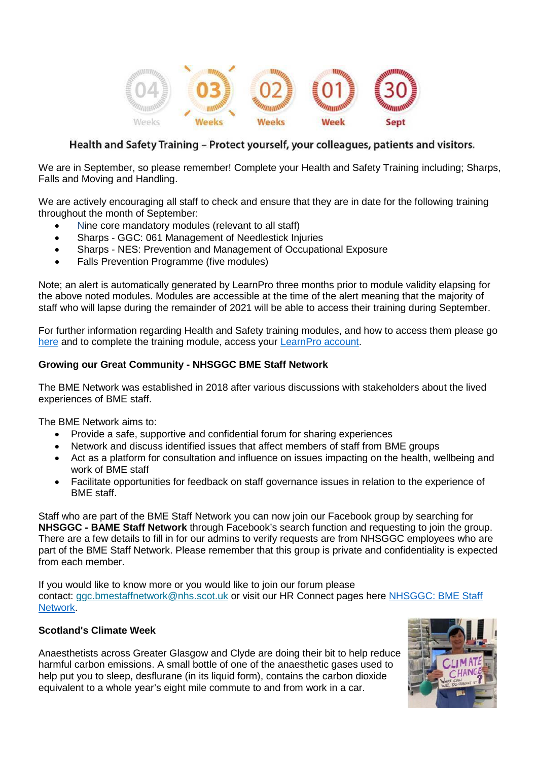04 Weeks | 03 Weeks | 02 Weeks | 01 Week | 30 Sept

**Health and Safety Training – Protect yourself, your colleagues, patients and visitors.**

We are in September, so please remember! Complete your Health and Safety Training including; Sharps, Falls and Moving and Handling.

We are actively encouraging all staff to check and ensure that they are in date for the following training throughout the month of September:

- Nine core mandatory modules (relevant to all staff)
- Sharps - GGC: 061 Management of Needlestick Injuries
- Sharps - NES: Prevention and Management of Occupational Exposure
- Falls Prevention Programme (five modules)

Note; an alert is automatically generated by LearnPro three months prior to module validity elapsing for the above noted modules. Modules are accessible at the time of the alert meaning that the majority of staff who will lapse during the remainder of 2021 will be able to access their training during September.

For further information regarding Health and Safety training modules, and how to access them please go here and to complete the training module, access your LearnPro account.

**Growing our Great Community - NHSGGC BME Staff Network**

The BME Network was established in 2018 after various discussions with stakeholders about the lived experiences of BME staff.

The BME Network aims to:

- Provide a safe, supportive and confidential forum for sharing experiences
- Network and discuss identified issues that affect members of staff from BME groups
- Act as a platform for consultation and influence on issues impacting on the health, wellbeing and work of BME staff
- Facilitate opportunities for feedback on staff governance issues in relation to the experience of BME staff.

Staff who are part of the BME Staff Network you can now join our Facebook group by searching for **NHSGGC - BAME Staff Network** through Facebook's search function and requesting to join the group. There are a few details to fill in for our admins to verify requests are from NHSGGC employees who are part of the BME Staff Network. Please remember that this group is private and confidentiality is expected from each member.

If you would like to know more or you would like to join our forum please contact: ggc.bmestaffnetwork@nhs.scot.uk or visit our HR Connect pages here NHSGGC: BME Staff Network.

**Scotland's Climate Week**

Anaesthetists across Greater Glasgow and Clyde are doing their bit to help reduce harmful carbon emissions. A small bottle of one of the anaesthetic gases used to help put you to sleep, desflurane (in its liquid form), contains the carbon dioxide equivalent to a whole year's eight mile commute to and from work in a car.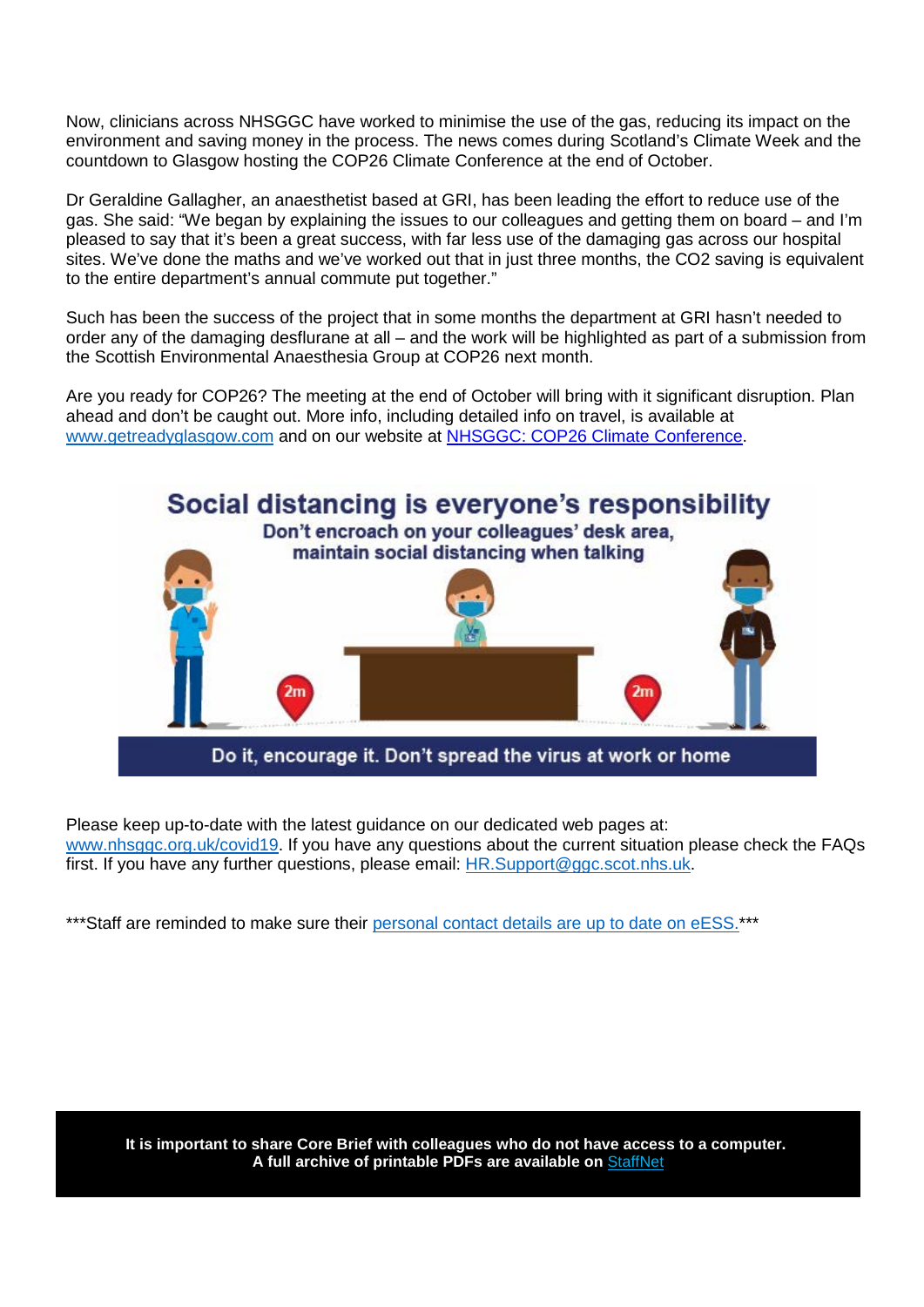Now, clinicians across NHSGGC have worked to minimise the use of the gas, reducing its impact on the environment and saving money in the process. The news comes during Scotland's Climate Week and the countdown to Glasgow hosting the COP26 Climate Conference at the end of October.

Dr Geraldine Gallagher, an anaesthetist based at GRI, has been leading the effort to reduce use of the gas. She said: "We began by explaining the issues to our colleagues and getting them on board – and I'm pleased to say that it's been a great success, with far less use of the damaging gas across our hospital sites. We've done the maths and we've worked out that in just three months, the $CO_2$ saving is equivalent to the entire department's annual commute put together."

Such has been the success of the project that in some months the department at GRI hasn't needed to order any of the damaging desflurane at all – and the work will be highlighted as part of a submission from the Scottish Environmental Anaesthesia Group at COP26 next month.

Are you ready for COP26? The meeting at the end of October will bring with it significant disruption. Plan ahead and don't be caught out. More info, including detailed info on travel, is available at www.getreadyglasgow.com and on our website at NHSGGC: COP26 Climate Conference.

**Social distancing is everyone's responsibility**

**Don't encroach on your colleagues' desk area, maintain social distancing when talking**

2m

2m

**Do it, encourage it. Don't spread the virus at work or home**

Please keep up-to-date with the latest guidance on our dedicated web pages at: www.nhsggc.org.uk/covid19. If you have any questions about the current situation please check the FAQs first. If you have any further questions, please email: HR.Support@ggc.scot.nhs.uk.

***Staff are reminded to make sure their personal contact details are up to date on eESS.***

**It is important to share Core Brief with colleagues who do not have access to a computer. A full archive of printable PDFs are available on StaffNet**